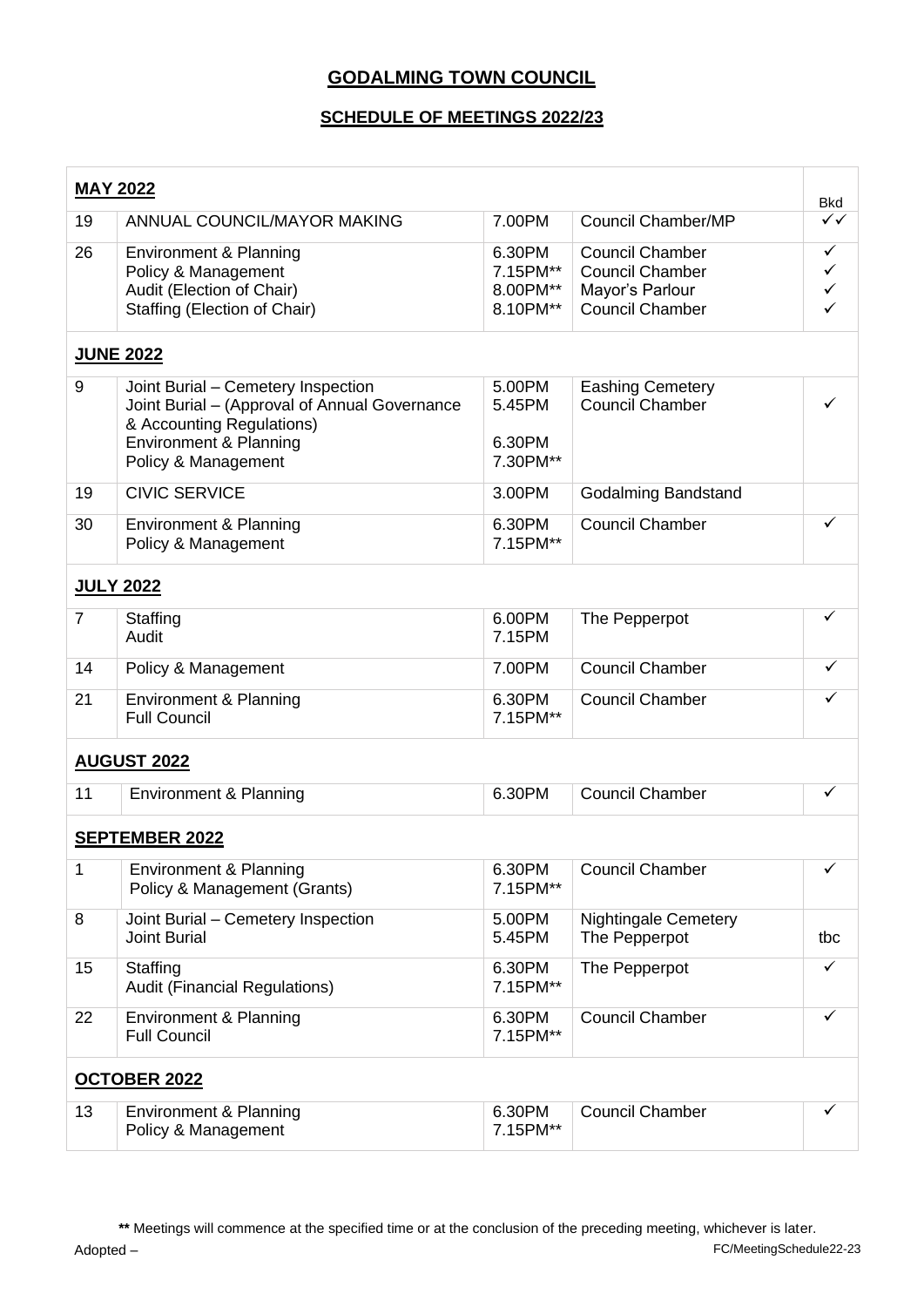# GODALMING TOWN COUNCIL

## SCHEDULE OF MEETINGS 2022/23

| | | | | Bkd |
|---|---|---|---|---|
| **MAY 2022** | | | | |
| 19 | ANNUAL COUNCIL/MAYOR MAKING | 7.00PM | Council Chamber/MP | ✓✓ |
| 26 | Environment & Planning<br>Policy & Management<br>Audit (Election of Chair)<br>Staffing (Election of Chair) | 6.30PM<br>7.15PM**<br>8.00PM**<br>8.10PM** | Council Chamber<br>Council Chamber<br>Mayor's Parlour<br>Council Chamber | ✓<br>✓<br>✓<br>✓ |
| **JUNE 2022** | | | | |
| 9 | Joint Burial – Cemetery Inspection<br>Joint Burial – (Approval of Annual Governance & Accounting Regulations)<br>Environment & Planning<br>Policy & Management | 5.00PM<br>5.45PM<br><br>6.30PM<br>7.30PM** | Eashing Cemetery<br>Council Chamber | ✓ |
| 19 | CIVIC SERVICE | 3.00PM | Godalming Bandstand | |
| 30 | Environment & Planning<br>Policy & Management | 6.30PM<br>7.15PM** | Council Chamber | ✓ |
| **JULY 2022** | | | | |
| 7 | Staffing<br>Audit | 6.00PM<br>7.15PM | The Pepperpot | ✓ |
| 14 | Policy & Management | 7.00PM | Council Chamber | ✓ |
| 21 | Environment & Planning<br>Full Council | 6.30PM<br>7.15PM** | Council Chamber | ✓ |
| **AUGUST 2022** | | | | |
| 11 | Environment & Planning | 6.30PM | Council Chamber | ✓ |
| **SEPTEMBER 2022** | | | | |
| 1 | Environment & Planning<br>Policy & Management (Grants) | 6.30PM<br>7.15PM** | Council Chamber | ✓ |
| 8 | Joint Burial – Cemetery Inspection<br>Joint Burial | 5.00PM<br>5.45PM | Nightingale Cemetery<br>The Pepperpot | tbc |
| 15 | Staffing<br>Audit (Financial Regulations) | 6.30PM<br>7.15PM** | The Pepperpot | ✓ |
| 22 | Environment & Planning<br>Full Council | 6.30PM<br>7.15PM** | Council Chamber | ✓ |
| **OCTOBER 2022** | | | | |
| 13 | Environment & Planning<br>Policy & Management | 6.30PM<br>7.15PM** | Council Chamber | ✓ |

** Meetings will commence at the specified time or at the conclusion of the preceding meeting, whichever is later.

Adopted – FC/MeetingSchedule22-23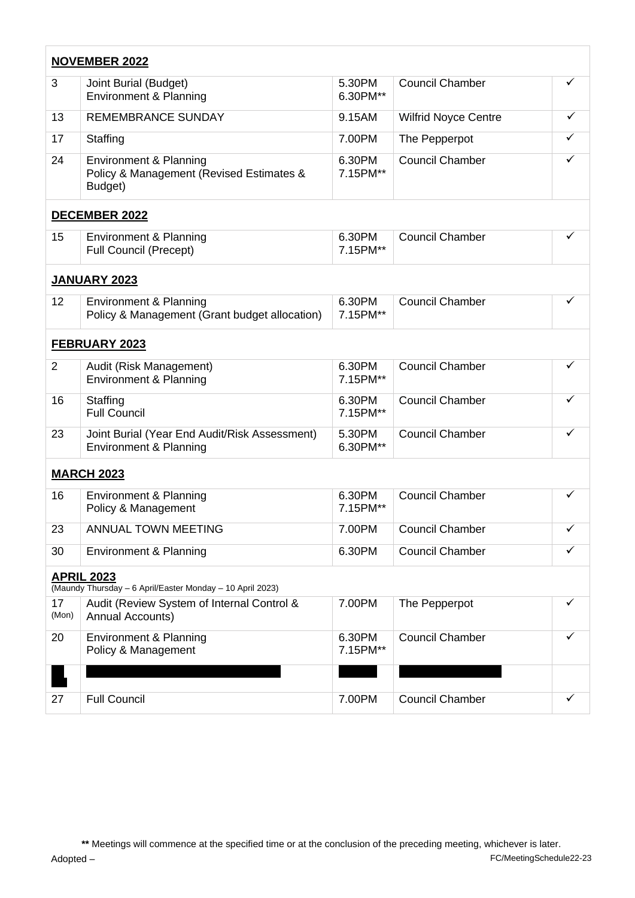| | | | | |
|---|---|---|---|---|
| **NOVEMBER 2022** | | | | |
| 3 | Joint Burial (Budget)<br>Environment & Planning | 5.30PM<br>6.30PM** | Council Chamber | ✓ |
| 13 | REMEMBRANCE SUNDAY | 9.15AM | Wilfrid Noyce Centre | ✓ |
| 17 | Staffing | 7.00PM | The Pepperpot | ✓ |
| 24 | Environment & Planning<br>Policy & Management (Revised Estimates & Budget) | 6.30PM<br>7.15PM** | Council Chamber | ✓ |
| **DECEMBER 2022** | | | | |
| 15 | Environment & Planning<br>Full Council (Precept) | 6.30PM<br>7.15PM** | Council Chamber | ✓ |
| **JANUARY 2023** | | | | |
| 12 | Environment & Planning<br>Policy & Management (Grant budget allocation) | 6.30PM<br>7.15PM** | Council Chamber | ✓ |
| **FEBRUARY 2023** | | | | |
| 2 | Audit (Risk Management)<br>Environment & Planning | 6.30PM<br>7.15PM** | Council Chamber | ✓ |
| 16 | Staffing<br>Full Council | 6.30PM<br>7.15PM** | Council Chamber | ✓ |
| 23 | Joint Burial (Year End Audit/Risk Assessment)<br>Environment & Planning | 5.30PM<br>6.30PM** | Council Chamber | ✓ |
| **MARCH 2023** | | | | |
| 16 | Environment & Planning<br>Policy & Management | 6.30PM<br>7.15PM** | Council Chamber | ✓ |
| 23 | ANNUAL TOWN MEETING | 7.00PM | Council Chamber | ✓ |
| 30 | Environment & Planning | 6.30PM | Council Chamber | ✓ |
| **APRIL 2023**<br>(Maundy Thursday – 6 April/Easter Monday – 10 April 2023) | | | | |
| 17 (Mon) | Audit (Review System of Internal Control & Annual Accounts) | 7.00PM | The Pepperpot | ✓ |
| 20 | Environment & Planning<br>Policy & Management | 6.30PM<br>7.15PM** | Council Chamber | ✓ |
| | | | | |
| 27 | Full Council | 7.00PM | Council Chamber | ✓ |

** Meetings will commence at the specified time or at the conclusion of the preceding meeting, whichever is later.

Adopted –

FC/MeetingSchedule22-23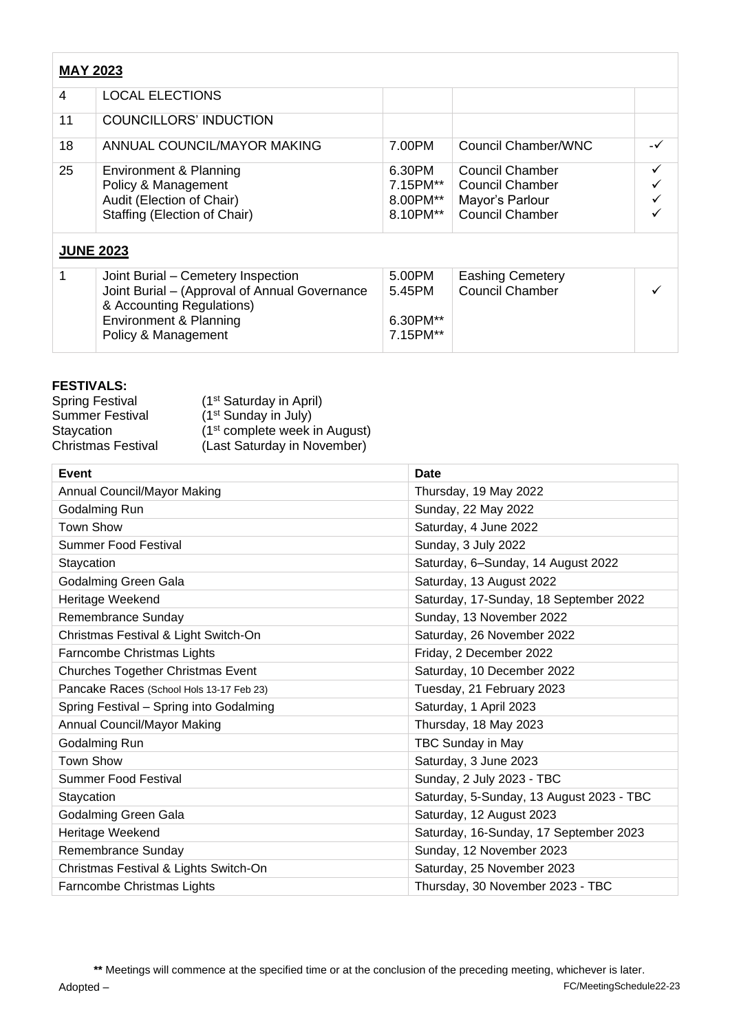| | | | | |
|---|---|---|---|---|
| **MAY 2023** | | | | |
| 4 | LOCAL ELECTIONS | | | |
| 11 | COUNCILLORS' INDUCTION | | | |
| 18 | ANNUAL COUNCIL/MAYOR MAKING | 7.00PM | Council Chamber/WNC | -✓ |
| 25 | Environment & Planning<br>Policy & Management<br>Audit (Election of Chair)<br>Staffing (Election of Chair) | 6.30PM<br>7.15PM**<br>8.00PM**<br>8.10PM** | Council Chamber<br>Council Chamber<br>Mayor's Parlour<br>Council Chamber | ✓<br>✓<br>✓<br>✓ |
| **JUNE 2023** | | | | |
| 1 | Joint Burial – Cemetery Inspection<br>Joint Burial – (Approval of Annual Governance & Accounting Regulations)<br>Environment & Planning<br>Policy & Management | 5.00PM<br>5.45PM<br><br>6.30PM**<br>7.15PM** | Eashing Cemetery<br>Council Chamber | ✓ |

**FESTIVALS:**

| | |
|---|---|
| Spring Festival | (1st Saturday in April) |
| Summer Festival | (1st Sunday in July) |
| Staycation | (1st complete week in August) |
| Christmas Festival | (Last Saturday in November) |

| Event | Date |
|---|---|
| Annual Council/Mayor Making | Thursday, 19 May 2022 |
| Godalming Run | Sunday, 22 May 2022 |
| Town Show | Saturday, 4 June 2022 |
| Summer Food Festival | Sunday, 3 July 2022 |
| Staycation | Saturday, 6–Sunday, 14 August 2022 |
| Godalming Green Gala | Saturday, 13 August 2022 |
| Heritage Weekend | Saturday, 17-Sunday, 18 September 2022 |
| Remembrance Sunday | Sunday, 13 November 2022 |
| Christmas Festival & Light Switch-On | Saturday, 26 November 2022 |
| Farncombe Christmas Lights | Friday, 2 December 2022 |
| Churches Together Christmas Event | Saturday, 10 December 2022 |
| Pancake Races (School Hols 13-17 Feb 23) | Tuesday, 21 February 2023 |
| Spring Festival – Spring into Godalming | Saturday, 1 April 2023 |
| Annual Council/Mayor Making | Thursday, 18 May 2023 |
| Godalming Run | TBC Sunday in May |
| Town Show | Saturday, 3 June 2023 |
| Summer Food Festival | Sunday, 2 July 2023 - TBC |
| Staycation | Saturday, 5-Sunday, 13 August 2023 - TBC |
| Godalming Green Gala | Saturday, 12 August 2023 |
| Heritage Weekend | Saturday, 16-Sunday, 17 September 2023 |
| Remembrance Sunday | Sunday, 12 November 2023 |
| Christmas Festival & Lights Switch-On | Saturday, 25 November 2023 |
| Farncombe Christmas Lights | Thursday, 30 November 2023 - TBC |

** Meetings will commence at the specified time or at the conclusion of the preceding meeting, whichever is later.

Adopted –

FC/MeetingSchedule22-23